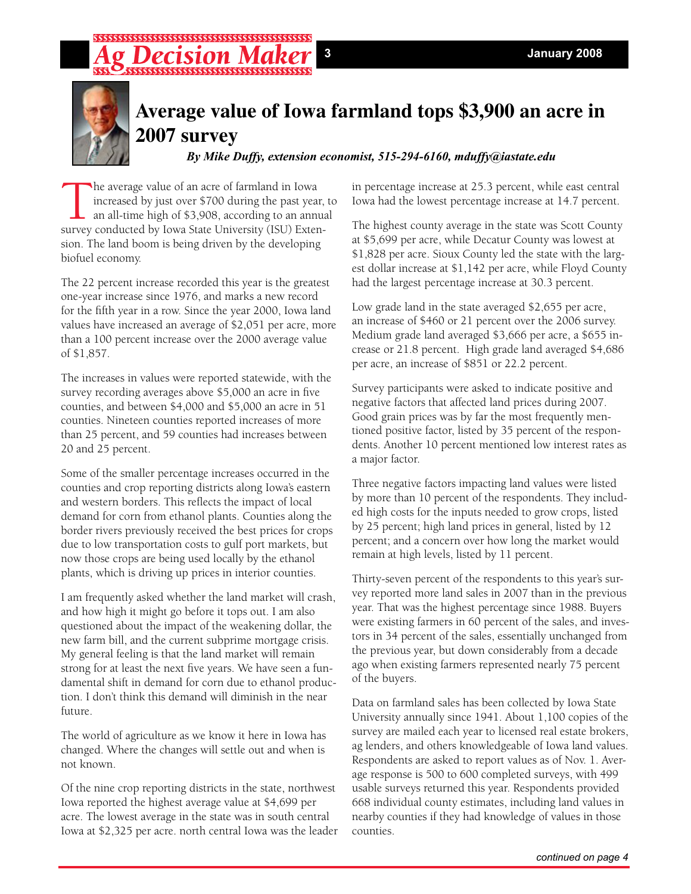# Average value of Iowa farmland tops $3,900 an acre in 2007 survey

*By Mike Duffy, extension economist, 515-294-6160, mduffy@iastate.edu*

The average value of an acre of farmland in Iowa increased by just over $700 during the past year, to an all-time high of $3,908, according to an annual survey conducted by Iowa State University (ISU) Extension. The land boom is being driven by the developing biofuel economy.

The 22 percent increase recorded this year is the greatest one-year increase since 1976, and marks a new record for the fifth year in a row. Since the year 2000, Iowa land values have increased an average of $2,051 per acre, more than a 100 percent increase over the 2000 average value of $1,857.

The increases in values were reported statewide, with the survey recording averages above $5,000 an acre in five counties, and between $4,000 and $5,000 an acre in 51 counties. Nineteen counties reported increases of more than 25 percent, and 59 counties had increases between 20 and 25 percent.

Some of the smaller percentage increases occurred in the counties and crop reporting districts along Iowa's eastern and western borders. This reflects the impact of local demand for corn from ethanol plants. Counties along the border rivers previously received the best prices for crops due to low transportation costs to gulf port markets, but now those crops are being used locally by the ethanol plants, which is driving up prices in interior counties.

I am frequently asked whether the land market will crash, and how high it might go before it tops out. I am also questioned about the impact of the weakening dollar, the new farm bill, and the current subprime mortgage crisis. My general feeling is that the land market will remain strong for at least the next five years. We have seen a fundamental shift in demand for corn due to ethanol production. I don't think this demand will diminish in the near future.

The world of agriculture as we know it here in Iowa has changed. Where the changes will settle out and when is not known.

Of the nine crop reporting districts in the state, northwest Iowa reported the highest average value at $4,699 per acre. The lowest average in the state was in south central Iowa at $2,325 per acre. north central Iowa was the leader in percentage increase at 25.3 percent, while east central Iowa had the lowest percentage increase at 14.7 percent.

The highest county average in the state was Scott County at $5,699 per acre, while Decatur County was lowest at $1,828 per acre. Sioux County led the state with the largest dollar increase at $1,142 per acre, while Floyd County had the largest percentage increase at 30.3 percent.

Low grade land in the state averaged $2,655 per acre, an increase of $460 or 21 percent over the 2006 survey. Medium grade land averaged $3,666 per acre, a $655 increase or 21.8 percent. High grade land averaged $4,686 per acre, an increase of $851 or 22.2 percent.

Survey participants were asked to indicate positive and negative factors that affected land prices during 2007. Good grain prices was by far the most frequently mentioned positive factor, listed by 35 percent of the respondents. Another 10 percent mentioned low interest rates as a major factor.

Three negative factors impacting land values were listed by more than 10 percent of the respondents. They included high costs for the inputs needed to grow crops, listed by 25 percent; high land prices in general, listed by 12 percent; and a concern over how long the market would remain at high levels, listed by 11 percent.

Thirty-seven percent of the respondents to this year's survey reported more land sales in 2007 than in the previous year. That was the highest percentage since 1988. Buyers were existing farmers in 60 percent of the sales, and investors in 34 percent of the sales, essentially unchanged from the previous year, but down considerably from a decade ago when existing farmers represented nearly 75 percent of the buyers.

Data on farmland sales has been collected by Iowa State University annually since 1941. About 1,100 copies of the survey are mailed each year to licensed real estate brokers, ag lenders, and others knowledgeable of Iowa land values. Respondents are asked to report values as of Nov. 1. Average response is 500 to 600 completed surveys, with 499 usable surveys returned this year. Respondents provided 668 individual county estimates, including land values in nearby counties if they had knowledge of values in those counties.

*continued on page 4*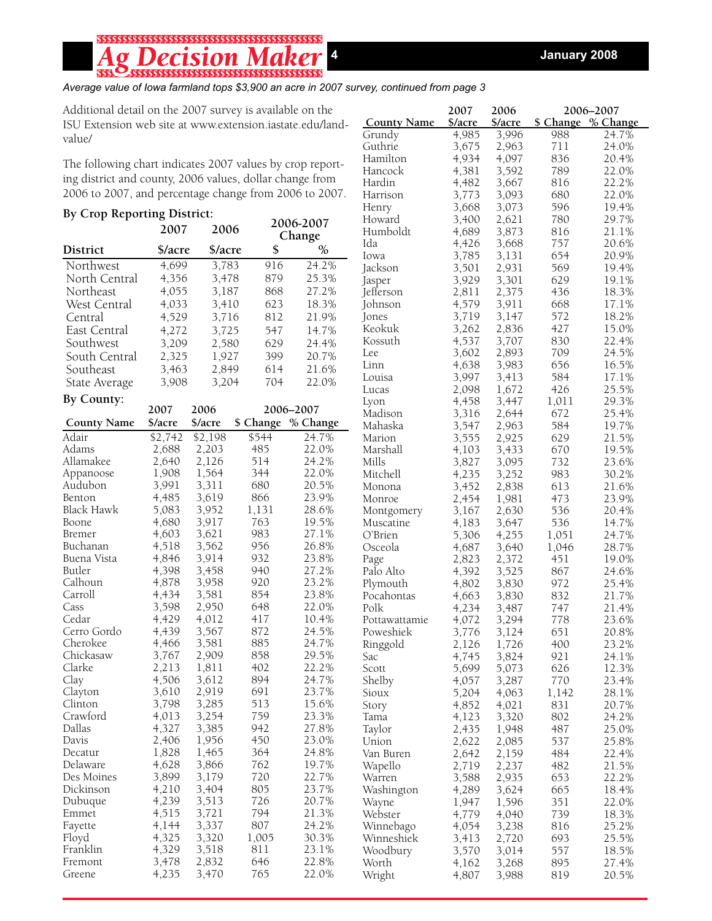*Average value of Iowa farmland tops $3,900 an acre in 2007 survey, continued from page 3*

Additional detail on the 2007 survey is available on the ISU Extension web site at www.extension.iastate.edu/landvalue/

The following chart indicates 2007 values by crop reporting district and county, 2006 values, dollar change from 2006 to 2007, and percentage change from 2006 to 2007.

**By Crop Reporting District:**

| | 2007 | 2006 | 2006-2007 Change | |
|---|---|---|---|---|
| **District** | **$/acre** | **$/acre** | **$** | **%** |
| Northwest | 4,699 | 3,783 | 916 | 24.2% |
| North Central | 4,356 | 3,478 | 879 | 25.3% |
| Northeast | 4,055 | 3,187 | 868 | 27.2% |
| West Central | 4,033 | 3,410 | 623 | 18.3% |
| Central | 4,529 | 3,716 | 812 | 21.9% |
| East Central | 4,272 | 3,725 | 547 | 14.7% |
| Southwest | 3,209 | 2,580 | 629 | 24.4% |
| South Central | 2,325 | 1,927 | 399 | 20.7% |
| Southeast | 3,463 | 2,849 | 614 | 21.6% |
| State Average | 3,908 | 3,204 | 704 | 22.0% |

**By County:**

| | 2007 | 2006 | 2006–2007 | |
|---|---|---|---|---|
| **County Name** | **$/acre** | **$/acre** | **$ Change** | **% Change** |
| Adair | $2,742 | $2,198 | $544 | 24.7% |
| Adams | 2,688 | 2,203 | 485 | 22.0% |
| Allamakee | 2,640 | 2,126 | 514 | 24.2% |
| Appanoose | 1,908 | 1,564 | 344 | 22.0% |
| Audubon | 3,991 | 3,311 | 680 | 20.5% |
| Benton | 4,485 | 3,619 | 866 | 23.9% |
| Black Hawk | 5,083 | 3,952 | 1,131 | 28.6% |
| Boone | 4,680 | 3,917 | 763 | 19.5% |
| Bremer | 4,603 | 3,621 | 983 | 27.1% |
| Buchanan | 4,518 | 3,562 | 956 | 26.8% |
| Buena Vista | 4,846 | 3,914 | 932 | 23.8% |
| Butler | 4,398 | 3,458 | 940 | 27.2% |
| Calhoun | 4,878 | 3,958 | 920 | 23.2% |
| Carroll | 4,434 | 3,581 | 854 | 23.8% |
| Cass | 3,598 | 2,950 | 648 | 22.0% |
| Cedar | 4,429 | 4,012 | 417 | 10.4% |
| Cerro Gordo | 4,439 | 3,567 | 872 | 24.5% |
| Cherokee | 4,466 | 3,581 | 885 | 24.7% |
| Chickasaw | 3,767 | 2,909 | 858 | 29.5% |
| Clarke | 2,213 | 1,811 | 402 | 22.2% |
| Clay | 4,506 | 3,612 | 894 | 24.7% |
| Clayton | 3,610 | 2,919 | 691 | 23.7% |
| Clinton | 3,798 | 3,285 | 513 | 15.6% |
| Crawford | 4,013 | 3,254 | 759 | 23.3% |
| Dallas | 4,327 | 3,385 | 942 | 27.8% |
| Davis | 2,406 | 1,956 | 450 | 23.0% |
| Decatur | 1,828 | 1,465 | 364 | 24.8% |
| Delaware | 4,628 | 3,866 | 762 | 19.7% |
| Des Moines | 3,899 | 3,179 | 720 | 22.7% |
| Dickinson | 4,210 | 3,404 | 805 | 23.7% |
| Dubuque | 4,239 | 3,513 | 726 | 20.7% |
| Emmet | 4,515 | 3,721 | 794 | 21.3% |
| Fayette | 4,144 | 3,337 | 807 | 24.2% |
| Floyd | 4,325 | 3,320 | 1,005 | 30.3% |
| Franklin | 4,329 | 3,518 | 811 | 23.1% |
| Fremont | 3,478 | 2,832 | 646 | 22.8% |
| Greene | 4,235 | 3,470 | 765 | 22.0% |
| Grundy | 4,985 | 3,996 | 988 | 24.7% |
| Guthrie | 3,675 | 2,963 | 711 | 24.0% |
| Hamilton | 4,934 | 4,097 | 836 | 20.4% |
| Hancock | 4,381 | 3,592 | 789 | 22.0% |
| Hardin | 4,482 | 3,667 | 816 | 22.2% |
| Harrison | 3,773 | 3,093 | 680 | 22.0% |
| Henry | 3,668 | 3,073 | 596 | 19.4% |
| Howard | 3,400 | 2,621 | 780 | 29.7% |
| Humboldt | 4,689 | 3,873 | 816 | 21.1% |
| Ida | 4,426 | 3,668 | 757 | 20.6% |
| Iowa | 3,785 | 3,131 | 654 | 20.9% |
| Jackson | 3,501 | 2,931 | 569 | 19.4% |
| Jasper | 3,929 | 3,301 | 629 | 19.1% |
| Jefferson | 2,811 | 2,375 | 436 | 18.3% |
| Johnson | 4,579 | 3,911 | 668 | 17.1% |
| Jones | 3,719 | 3,147 | 572 | 18.2% |
| Keokuk | 3,262 | 2,836 | 427 | 15.0% |
| Kossuth | 4,537 | 3,707 | 830 | 22.4% |
| Lee | 3,602 | 2,893 | 709 | 24.5% |
| Linn | 4,638 | 3,983 | 656 | 16.5% |
| Louisa | 3,997 | 3,413 | 584 | 17.1% |
| Lucas | 2,098 | 1,672 | 426 | 25.5% |
| Lyon | 4,458 | 3,447 | 1,011 | 29.3% |
| Madison | 3,316 | 2,644 | 672 | 25.4% |
| Mahaska | 3,547 | 2,963 | 584 | 19.7% |
| Marion | 3,555 | 2,925 | 629 | 21.5% |
| Marshall | 4,103 | 3,433 | 670 | 19.5% |
| Mills | 3,827 | 3,095 | 732 | 23.6% |
| Mitchell | 4,235 | 3,252 | 983 | 30.2% |
| Monona | 3,452 | 2,838 | 613 | 21.6% |
| Monroe | 2,454 | 1,981 | 473 | 23.9% |
| Montgomery | 3,167 | 2,630 | 536 | 20.4% |
| Muscatine | 4,183 | 3,647 | 536 | 14.7% |
| O'Brien | 5,306 | 4,255 | 1,051 | 24.7% |
| Osceola | 4,687 | 3,640 | 1,046 | 28.7% |
| Page | 2,823 | 2,372 | 451 | 19.0% |
| Palo Alto | 4,392 | 3,525 | 867 | 24.6% |
| Plymouth | 4,802 | 3,830 | 972 | 25.4% |
| Pocahontas | 4,663 | 3,830 | 832 | 21.7% |
| Polk | 4,234 | 3,487 | 747 | 21.4% |
| Pottawattamie | 4,072 | 3,294 | 778 | 23.6% |
| Poweshiek | 3,776 | 3,124 | 651 | 20.8% |
| Ringgold | 2,126 | 1,726 | 400 | 23.2% |
| Sac | 4,745 | 3,824 | 921 | 24.1% |
| Scott | 5,699 | 5,073 | 626 | 12.3% |
| Shelby | 4,057 | 3,287 | 770 | 23.4% |
| Sioux | 5,204 | 4,063 | 1,142 | 28.1% |
| Story | 4,852 | 4,021 | 831 | 20.7% |
| Tama | 4,123 | 3,320 | 802 | 24.2% |
| Taylor | 2,435 | 1,948 | 487 | 25.0% |
| Union | 2,622 | 2,085 | 537 | 25.8% |
| Van Buren | 2,642 | 2,159 | 484 | 22.4% |
| Wapello | 2,719 | 2,237 | 482 | 21.5% |
| Warren | 3,588 | 2,935 | 653 | 22.2% |
| Washington | 4,289 | 3,624 | 665 | 18.4% |
| Wayne | 1,947 | 1,596 | 351 | 22.0% |
| Webster | 4,779 | 4,040 | 739 | 18.3% |
| Winnebago | 4,054 | 3,238 | 816 | 25.2% |
| Winneshiek | 3,413 | 2,720 | 693 | 25.5% |
| Woodbury | 3,570 | 3,014 | 557 | 18.5% |
| Worth | 4,162 | 3,268 | 895 | 27.4% |
| Wright | 4,807 | 3,988 | 819 | 20.5% |